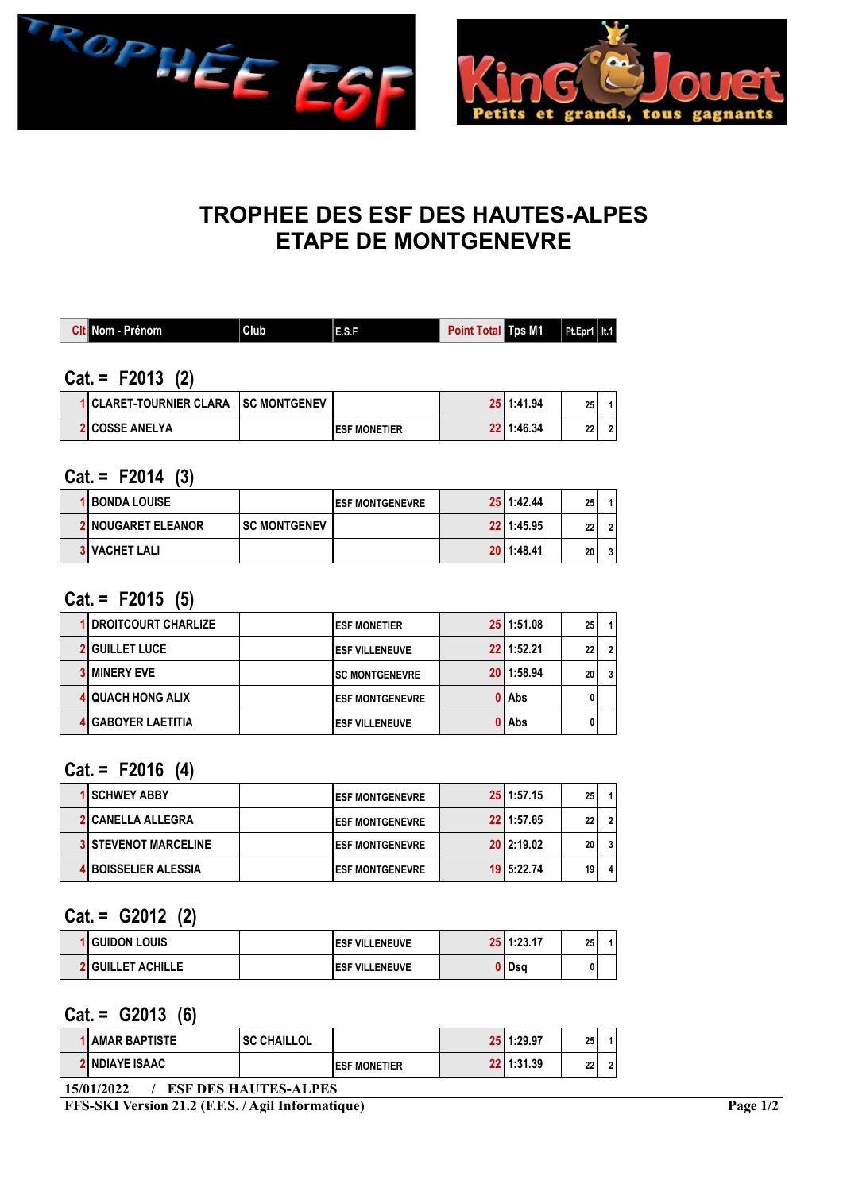# TROPHEE DES ESF DES HAUTES-ALPES
# ETAPE DE MONTGENEVRE

| Clt | Nom - Prénom | Club | E.S.F | Point Total | Tps M1 | Pt.Epr1 | lt.1 |
|---|---|---|---|---|---|---|---|

## Cat. = F2013 (2)

| Clt | Nom - Prénom | Club | E.S.F | Point Total | Tps M1 | Pt.Epr1 | lt.1 |
|---|---|---|---|---|---|---|---|
| 1 | CLARET-TOURNIER CLARA | SC MONTGENEV | | 25 | 1:41.94 | 25 | 1 |
| 2 | COSSE ANELYA | | ESF MONETIER | 22 | 1:46.34 | 22 | 2 |

## Cat. = F2014 (3)

| Clt | Nom - Prénom | Club | E.S.F | Point Total | Tps M1 | Pt.Epr1 | lt.1 |
|---|---|---|---|---|---|---|---|
| 1 | BONDA LOUISE | | ESF MONTGENEVRE | 25 | 1:42.44 | 25 | 1 |
| 2 | NOUGARET ELEANOR | SC MONTGENEV | | 22 | 1:45.95 | 22 | 2 |
| 3 | VACHET LALI | | | 20 | 1:48.41 | 20 | 3 |

## Cat. = F2015 (5)

| Clt | Nom - Prénom | Club | E.S.F | Point Total | Tps M1 | Pt.Epr1 | lt.1 |
|---|---|---|---|---|---|---|---|
| 1 | DROITCOURT CHARLIZE | | ESF MONETIER | 25 | 1:51.08 | 25 | 1 |
| 2 | GUILLET LUCE | | ESF VILLENEUVE | 22 | 1:52.21 | 22 | 2 |
| 3 | MINERY EVE | | SC MONTGENEVRE | 20 | 1:58.94 | 20 | 3 |
| 4 | QUACH HONG ALIX | | ESF MONTGENEVRE | 0 | Abs | 0 | |
| 4 | GABOYER LAETITIA | | ESF VILLENEUVE | 0 | Abs | 0 | |

## Cat. = F2016 (4)

| Clt | Nom - Prénom | Club | E.S.F | Point Total | Tps M1 | Pt.Epr1 | lt.1 |
|---|---|---|---|---|---|---|---|
| 1 | SCHWEY ABBY | | ESF MONTGENEVRE | 25 | 1:57.15 | 25 | 1 |
| 2 | CANELLA ALLEGRA | | ESF MONTGENEVRE | 22 | 1:57.65 | 22 | 2 |
| 3 | STEVENOT MARCELINE | | ESF MONTGENEVRE | 20 | 2:19.02 | 20 | 3 |
| 4 | BOISSELIER ALESSIA | | ESF MONTGENEVRE | 19 | 5:22.74 | 19 | 4 |

## Cat. = G2012 (2)

| Clt | Nom - Prénom | Club | E.S.F | Point Total | Tps M1 | Pt.Epr1 | lt.1 |
|---|---|---|---|---|---|---|---|
| 1 | GUIDON LOUIS | | ESF VILLENEUVE | 25 | 1:23.17 | 25 | 1 |
| 2 | GUILLET ACHILLE | | ESF VILLENEUVE | 0 | Dsq | 0 | |

## Cat. = G2013 (6)

| Clt | Nom - Prénom | Club | E.S.F | Point Total | Tps M1 | Pt.Epr1 | lt.1 |
|---|---|---|---|---|---|---|---|
| 1 | AMAR BAPTISTE | SC CHAILLOL | | 25 | 1:29.97 | 25 | 1 |
| 2 | NDIAYE ISAAC | | ESF MONETIER | 22 | 1:31.39 | 22 | 2 |

15/01/2022 / ESF DES HAUTES-ALPES
FFS-SKI Version 21.2 (F.F.S. / Agil Informatique)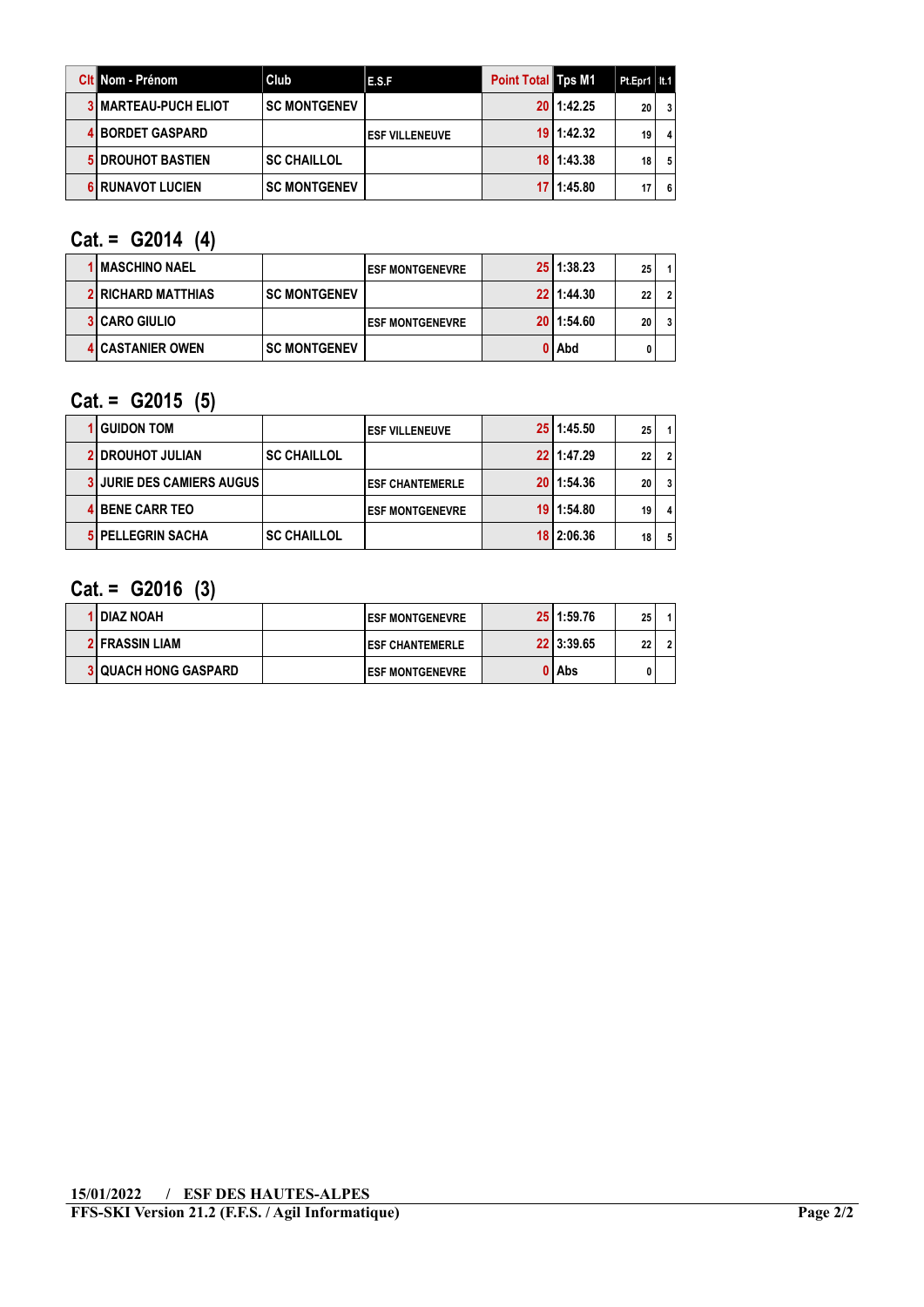| Clt | Nom - Prénom | Club | E.S.F | Point Total | Tps M1 | Pt.Epr1 | It.1 |
|---|---|---|---|---|---|---|---|
| 3 | MARTEAU-PUCH ELIOT | SC MONTGENEV | | 20 | 1:42.25 | 20 | 3 |
| 4 | BORDET GASPARD | | ESF VILLENEUVE | 19 | 1:42.32 | 19 | 4 |
| 5 | DROUHOT BASTIEN | SC CHAILLOL | | 18 | 1:43.38 | 18 | 5 |
| 6 | RUNAVOT LUCIEN | SC MONTGENEV | | 17 | 1:45.80 | 17 | 6 |

## Cat. = G2014 (4)

| | | | | | | | |
|---|---|---|---|---|---|---|---|
| 1 | MASCHINO NAEL | | ESF MONTGENEVRE | 25 | 1:38.23 | 25 | 1 |
| 2 | RICHARD MATTHIAS | SC MONTGENEV | | 22 | 1:44.30 | 22 | 2 |
| 3 | CARO GIULIO | | ESF MONTGENEVRE | 20 | 1:54.60 | 20 | 3 |
| 4 | CASTANIER OWEN | SC MONTGENEV | | 0 | Abd | 0 | |

## Cat. = G2015 (5)

| | | | | | | | |
|---|---|---|---|---|---|---|---|
| 1 | GUIDON TOM | | ESF VILLENEUVE | 25 | 1:45.50 | 25 | 1 |
| 2 | DROUHOT JULIAN | SC CHAILLOL | | 22 | 1:47.29 | 22 | 2 |
| 3 | JURIE DES CAMIERS AUGUS | | ESF CHANTEMERLE | 20 | 1:54.36 | 20 | 3 |
| 4 | BENE CARR TEO | | ESF MONTGENEVRE | 19 | 1:54.80 | 19 | 4 |
| 5 | PELLEGRIN SACHA | SC CHAILLOL | | 18 | 2:06.36 | 18 | 5 |

## Cat. = G2016 (3)

| | | | | | | | |
|---|---|---|---|---|---|---|---|
| 1 | DIAZ NOAH | | ESF MONTGENEVRE | 25 | 1:59.76 | 25 | 1 |
| 2 | FRASSIN LIAM | | ESF CHANTEMERLE | 22 | 3:39.65 | 22 | 2 |
| 3 | QUACH HONG GASPARD | | ESF MONTGENEVRE | 0 | Abs | 0 | |

**15/01/2022 / ESF DES HAUTES-ALPES**
**FFS-SKI Version 21.2 (F.F.S. / Agil Informatique)**